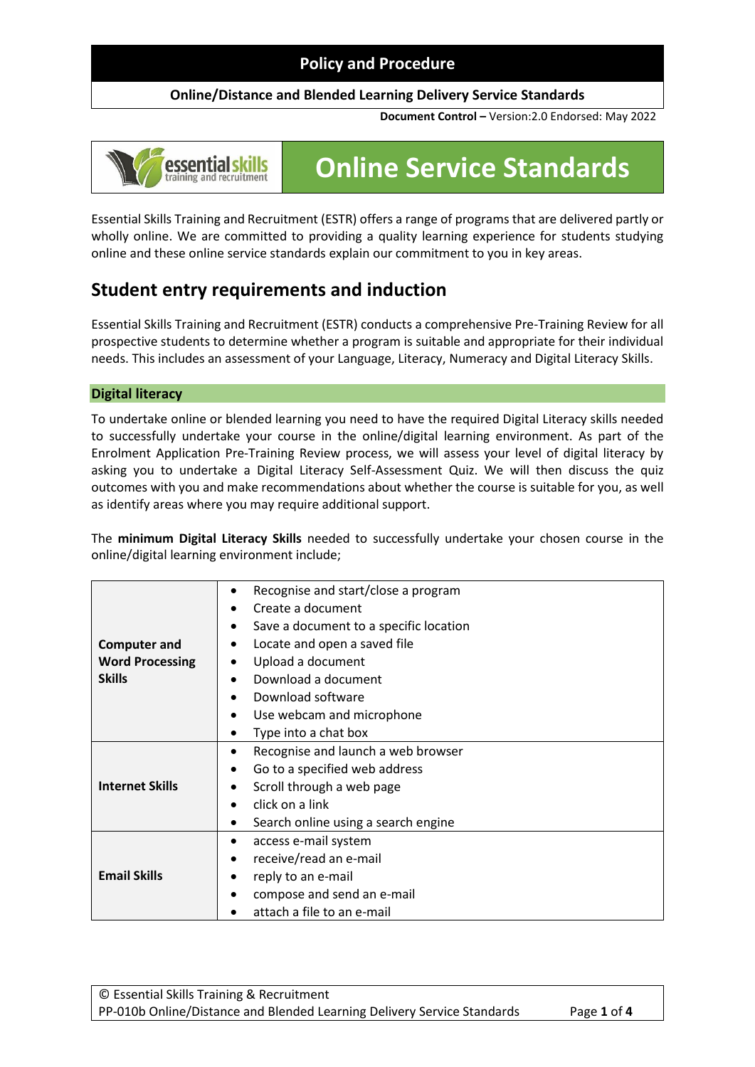# Policy and Procedure

**Online/Distance and Blended Learning Delivery Service Standards**

**Document Control –** Version:2.0 Endorsed: May 2022

# Online Service Standards

Essential Skills Training and Recruitment (ESTR) offers a range of programs that are delivered partly or wholly online. We are committed to providing a quality learning experience for students studying online and these online service standards explain our commitment to you in key areas.

## Student entry requirements and induction

Essential Skills Training and Recruitment (ESTR) conducts a comprehensive Pre-Training Review for all prospective students to determine whether a program is suitable and appropriate for their individual needs. This includes an assessment of your Language, Literacy, Numeracy and Digital Literacy Skills.

### Digital literacy

To undertake online or blended learning you need to have the required Digital Literacy skills needed to successfully undertake your course in the online/digital learning environment. As part of the Enrolment Application Pre-Training Review process, we will assess your level of digital literacy by asking you to undertake a Digital Literacy Self-Assessment Quiz. We will then discuss the quiz outcomes with you and make recommendations about whether the course is suitable for you, as well as identify areas where you may require additional support.

The **minimum Digital Literacy Skills** needed to successfully undertake your chosen course in the online/digital learning environment include;

| | |
|---|---|
| **Computer and Word Processing Skills** | • Recognise and start/close a program<br>• Create a document<br>• Save a document to a specific location<br>• Locate and open a saved file<br>• Upload a document<br>• Download a document<br>• Download software<br>• Use webcam and microphone<br>• Type into a chat box |
| **Internet Skills** | • Recognise and launch a web browser<br>• Go to a specified web address<br>• Scroll through a web page<br>• click on a link<br>• Search online using a search engine |
| **Email Skills** | • access e-mail system<br>• receive/read an e-mail<br>• reply to an e-mail<br>• compose and send an e-mail<br>• attach a file to an e-mail |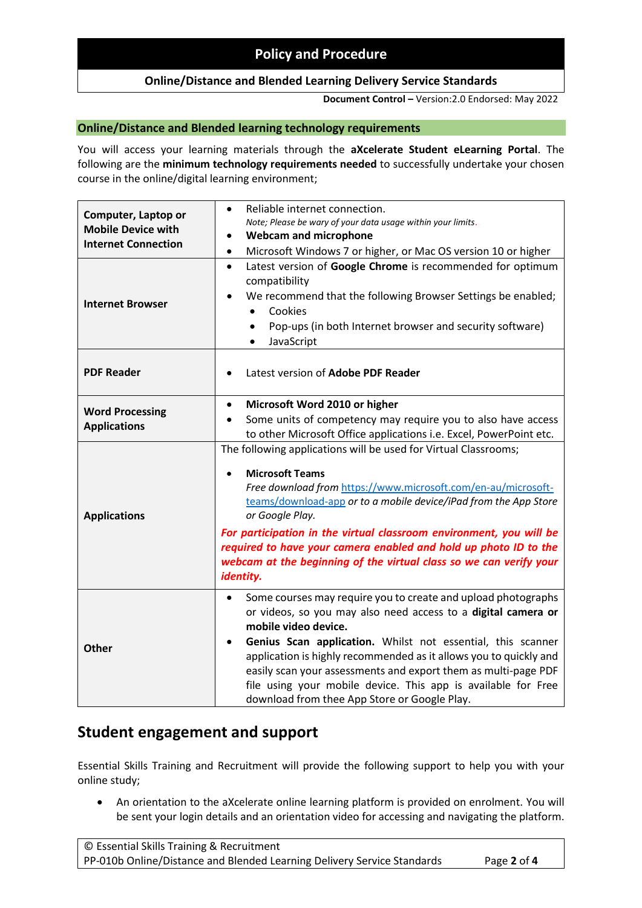## Online/Distance and Blended learning technology requirements

You will access your learning materials through the **aXcelerate Student eLearning Portal**. The following are the **minimum technology requirements needed** to successfully undertake your chosen course in the online/digital learning environment;

| | |
|---|---|
| **Computer, Laptop or Mobile Device with Internet Connection** | • Reliable internet connection.<br>*Note; Please be wary of your data usage within your limits.*<br>• **Webcam and microphone**<br>• Microsoft Windows 7 or higher, or Mac OS version 10 or higher |
| **Internet Browser** | • Latest version of **Google Chrome** is recommended for optimum compatibility<br>• We recommend that the following Browser Settings be enabled;<br>  • Cookies<br>  • Pop-ups (in both Internet browser and security software)<br>  • JavaScript |
| **PDF Reader** | • Latest version of **Adobe PDF Reader** |
| **Word Processing Applications** | • **Microsoft Word 2010 or higher**<br>• Some units of competency may require you to also have access to other Microsoft Office applications i.e. Excel, PowerPoint etc. |
| **Applications** | The following applications will be used for Virtual Classrooms;<br>• **Microsoft Teams**<br>*Free download from* https://www.microsoft.com/en-au/microsoft-teams/download-app *or to a mobile device/iPad from the App Store or Google Play.*<br>***For participation in the virtual classroom environment, you will be required to have your camera enabled and hold up photo ID to the webcam at the beginning of the virtual class so we can verify your identity.*** |
| **Other** | • Some courses may require you to create and upload photographs or videos, so you may also need access to a **digital camera or mobile video device.**<br>• **Genius Scan application.** Whilst not essential, this scanner application is highly recommended as it allows you to quickly and easily scan your assessments and export them as multi-page PDF file using your mobile device. This app is available for Free download from thee App Store or Google Play. |

# Student engagement and support

Essential Skills Training and Recruitment will provide the following support to help you with your online study;

- An orientation to the aXcelerate online learning platform is provided on enrolment. You will be sent your login details and an orientation video for accessing and navigating the platform.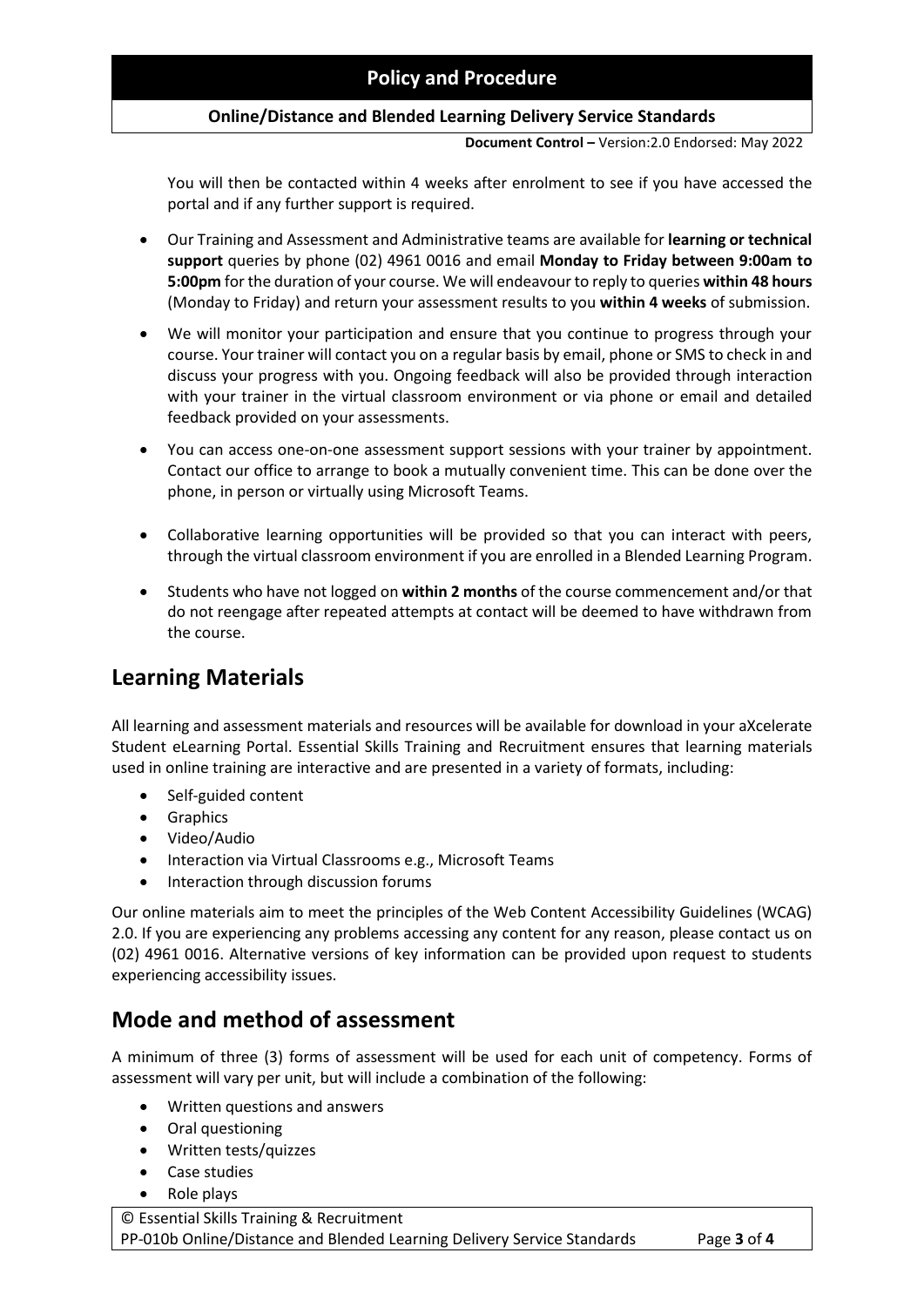You will then be contacted within 4 weeks after enrolment to see if you have accessed the portal and if any further support is required.

- Our Training and Assessment and Administrative teams are available for **learning or technical support** queries by phone (02) 4961 0016 and email **Monday to Friday between 9:00am to 5:00pm** for the duration of your course. We will endeavour to reply to queries **within 48 hours** (Monday to Friday) and return your assessment results to you **within 4 weeks** of submission.
- We will monitor your participation and ensure that you continue to progress through your course. Your trainer will contact you on a regular basis by email, phone or SMS to check in and discuss your progress with you. Ongoing feedback will also be provided through interaction with your trainer in the virtual classroom environment or via phone or email and detailed feedback provided on your assessments.
- You can access one-on-one assessment support sessions with your trainer by appointment. Contact our office to arrange to book a mutually convenient time. This can be done over the phone, in person or virtually using Microsoft Teams.
- Collaborative learning opportunities will be provided so that you can interact with peers, through the virtual classroom environment if you are enrolled in a Blended Learning Program.
- Students who have not logged on **within 2 months** of the course commencement and/or that do not reengage after repeated attempts at contact will be deemed to have withdrawn from the course.

## Learning Materials

All learning and assessment materials and resources will be available for download in your aXcelerate Student eLearning Portal. Essential Skills Training and Recruitment ensures that learning materials used in online training are interactive and are presented in a variety of formats, including:

- Self-guided content
- Graphics
- Video/Audio
- Interaction via Virtual Classrooms e.g., Microsoft Teams
- Interaction through discussion forums

Our online materials aim to meet the principles of the Web Content Accessibility Guidelines (WCAG) 2.0. If you are experiencing any problems accessing any content for any reason, please contact us on (02) 4961 0016. Alternative versions of key information can be provided upon request to students experiencing accessibility issues.

## Mode and method of assessment

A minimum of three (3) forms of assessment will be used for each unit of competency. Forms of assessment will vary per unit, but will include a combination of the following:

- Written questions and answers
- Oral questioning
- Written tests/quizzes
- Case studies
- Role plays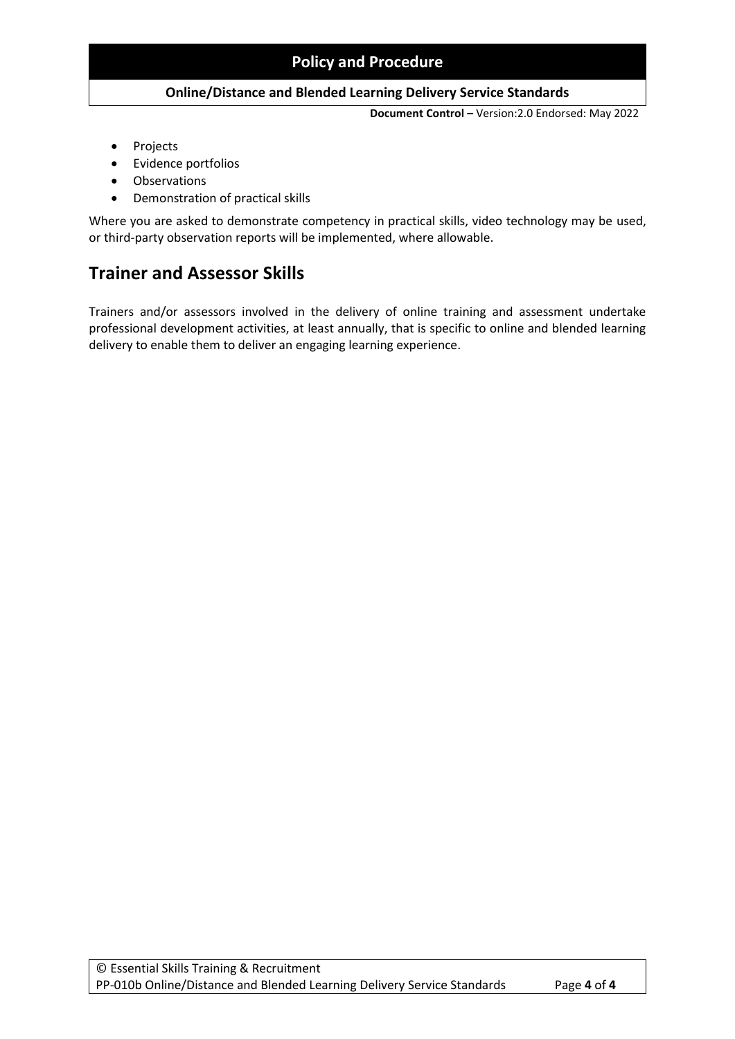- Projects
- Evidence portfolios
- Observations
- Demonstration of practical skills

Where you are asked to demonstrate competency in practical skills, video technology may be used, or third-party observation reports will be implemented, where allowable.

## Trainer and Assessor Skills

Trainers and/or assessors involved in the delivery of online training and assessment undertake professional development activities, at least annually, that is specific to online and blended learning delivery to enable them to deliver an engaging learning experience.